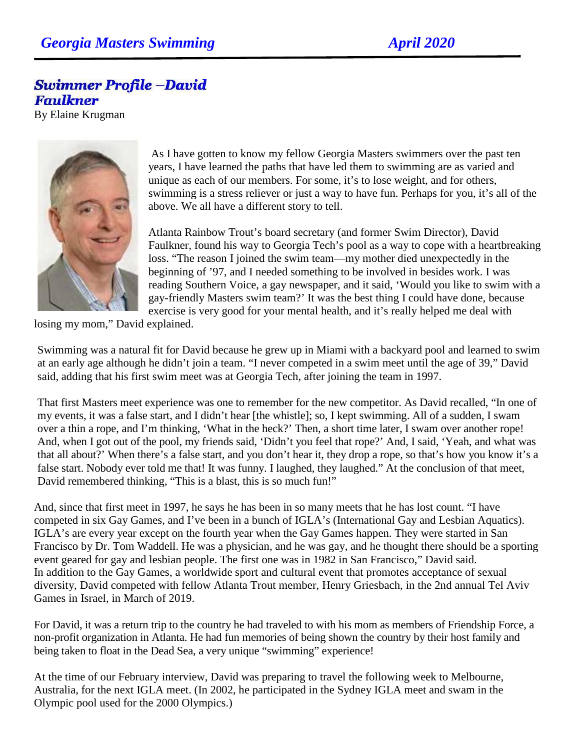## Swimmer Profile –David Faulkner

By Elaine Krugman

As I have gotten to know my fellow Georgia Masters swimmers over the past ten years, I have learned the paths that have led them to swimming are as varied and unique as each of our members. For some, it's to lose weight, and for others, swimming is a stress reliever or just a way to have fun. Perhaps for you, it's all of the above. We all have a different story to tell.

Atlanta Rainbow Trout's board secretary (and former Swim Director), David Faulkner, found his way to Georgia Tech's pool as a way to cope with a heartbreaking loss. "The reason I joined the swim team—my mother died unexpectedly in the beginning of '97, and I needed something to be involved in besides work. I was reading Southern Voice, a gay newspaper, and it said, 'Would you like to swim with a gay-friendly Masters swim team?' It was the best thing I could have done, because exercise is very good for your mental health, and it's really helped me deal with losing my mom," David explained.

Swimming was a natural fit for David because he grew up in Miami with a backyard pool and learned to swim at an early age although he didn't join a team. "I never competed in a swim meet until the age of 39," David said, adding that his first swim meet was at Georgia Tech, after joining the team in 1997.

That first Masters meet experience was one to remember for the new competitor. As David recalled, "In one of my events, it was a false start, and I didn't hear [the whistle]; so, I kept swimming. All of a sudden, I swam over a thin a rope, and I'm thinking, 'What in the heck?' Then, a short time later, I swam over another rope! And, when I got out of the pool, my friends said, 'Didn't you feel that rope?' And, I said, 'Yeah, and what was that all about?' When there's a false start, and you don't hear it, they drop a rope, so that's how you know it's a false start. Nobody ever told me that! It was funny. I laughed, they laughed." At the conclusion of that meet, David remembered thinking, "This is a blast, this is so much fun!"

And, since that first meet in 1997, he says he has been in so many meets that he has lost count. "I have competed in six Gay Games, and I've been in a bunch of IGLA's (International Gay and Lesbian Aquatics). IGLA's are every year except on the fourth year when the Gay Games happen. They were started in San Francisco by Dr. Tom Waddell. He was a physician, and he was gay, and he thought there should be a sporting event geared for gay and lesbian people. The first one was in 1982 in San Francisco," David said.

In addition to the Gay Games, a worldwide sport and cultural event that promotes acceptance of sexual diversity, David competed with fellow Atlanta Trout member, Henry Griesbach, in the 2nd annual Tel Aviv Games in Israel, in March of 2019.

For David, it was a return trip to the country he had traveled to with his mom as members of Friendship Force, a non-profit organization in Atlanta. He had fun memories of being shown the country by their host family and being taken to float in the Dead Sea, a very unique "swimming" experience!

At the time of our February interview, David was preparing to travel the following week to Melbourne, Australia, for the next IGLA meet. (In 2002, he participated in the Sydney IGLA meet and swam in the Olympic pool used for the 2000 Olympics.)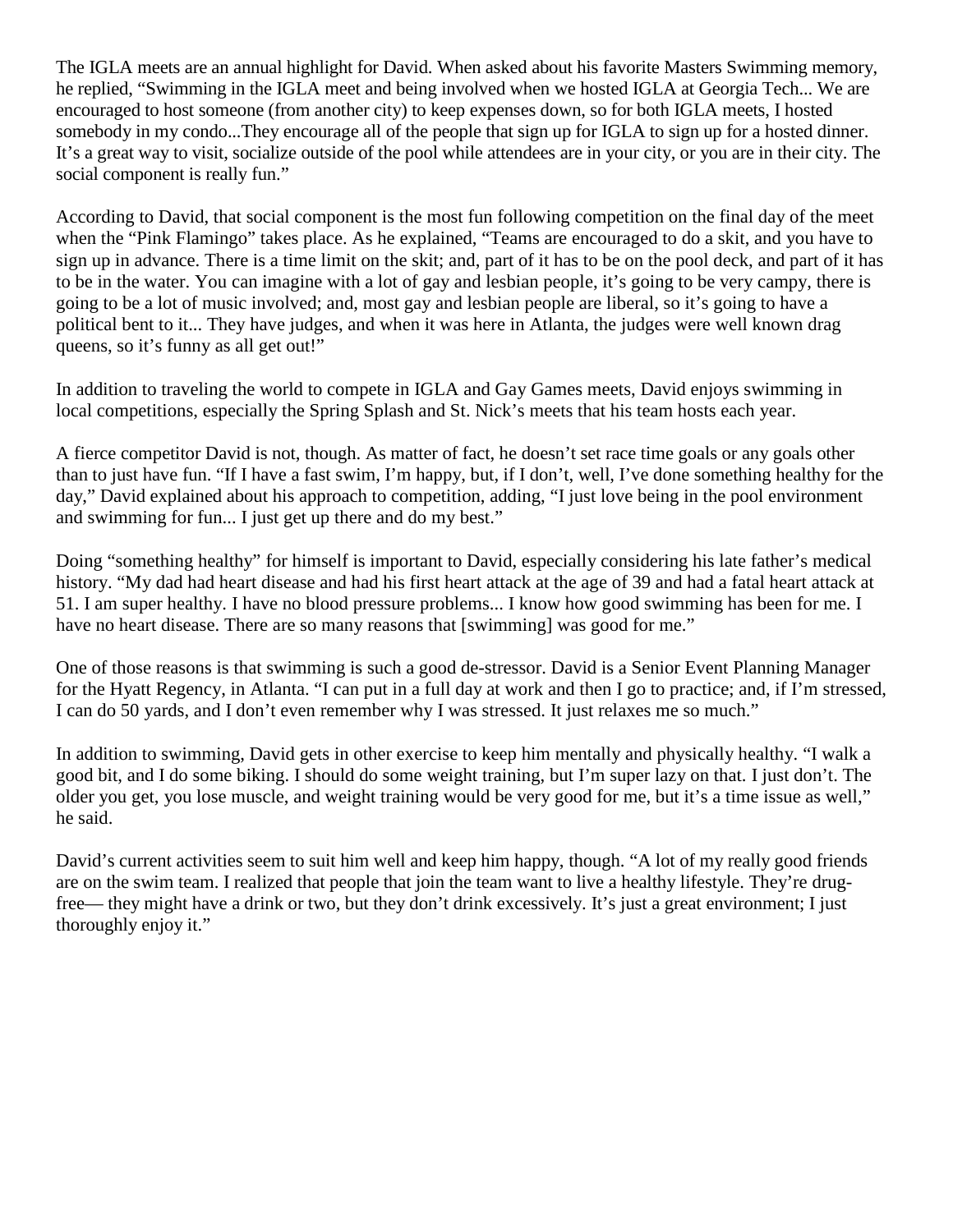The IGLA meets are an annual highlight for David. When asked about his favorite Masters Swimming memory, he replied, “Swimming in the IGLA meet and being involved when we hosted IGLA at Georgia Tech... We are encouraged to host someone (from another city) to keep expenses down, so for both IGLA meets, I hosted somebody in my condo...They encourage all of the people that sign up for IGLA to sign up for a hosted dinner. It’s a great way to visit, socialize outside of the pool while attendees are in your city, or you are in their city. The social component is really fun.”

According to David, that social component is the most fun following competition on the final day of the meet when the “Pink Flamingo” takes place. As he explained, “Teams are encouraged to do a skit, and you have to sign up in advance. There is a time limit on the skit; and, part of it has to be on the pool deck, and part of it has to be in the water. You can imagine with a lot of gay and lesbian people, it’s going to be very campy, there is going to be a lot of music involved; and, most gay and lesbian people are liberal, so it’s going to have a political bent to it... They have judges, and when it was here in Atlanta, the judges were well known drag queens, so it’s funny as all get out!”

In addition to traveling the world to compete in IGLA and Gay Games meets, David enjoys swimming in local competitions, especially the Spring Splash and St. Nick’s meets that his team hosts each year.

A fierce competitor David is not, though. As matter of fact, he doesn’t set race time goals or any goals other than to just have fun. “If I have a fast swim, I’m happy, but, if I don’t, well, I’ve done something healthy for the day,” David explained about his approach to competition, adding, “I just love being in the pool environment and swimming for fun... I just get up there and do my best.”

Doing “something healthy” for himself is important to David, especially considering his late father’s medical history. “My dad had heart disease and had his first heart attack at the age of 39 and had a fatal heart attack at 51. I am super healthy. I have no blood pressure problems... I know how good swimming has been for me. I have no heart disease. There are so many reasons that [swimming] was good for me.”

One of those reasons is that swimming is such a good de-stressor. David is a Senior Event Planning Manager for the Hyatt Regency, in Atlanta. “I can put in a full day at work and then I go to practice; and, if I’m stressed, I can do 50 yards, and I don’t even remember why I was stressed. It just relaxes me so much.”

In addition to swimming, David gets in other exercise to keep him mentally and physically healthy. “I walk a good bit, and I do some biking. I should do some weight training, but I’m super lazy on that. I just don’t. The older you get, you lose muscle, and weight training would be very good for me, but it’s a time issue as well,” he said.

David’s current activities seem to suit him well and keep him happy, though. “A lot of my really good friends are on the swim team. I realized that people that join the team want to live a healthy lifestyle. They’re drug-free— they might have a drink or two, but they don’t drink excessively. It’s just a great environment; I just thoroughly enjoy it.”